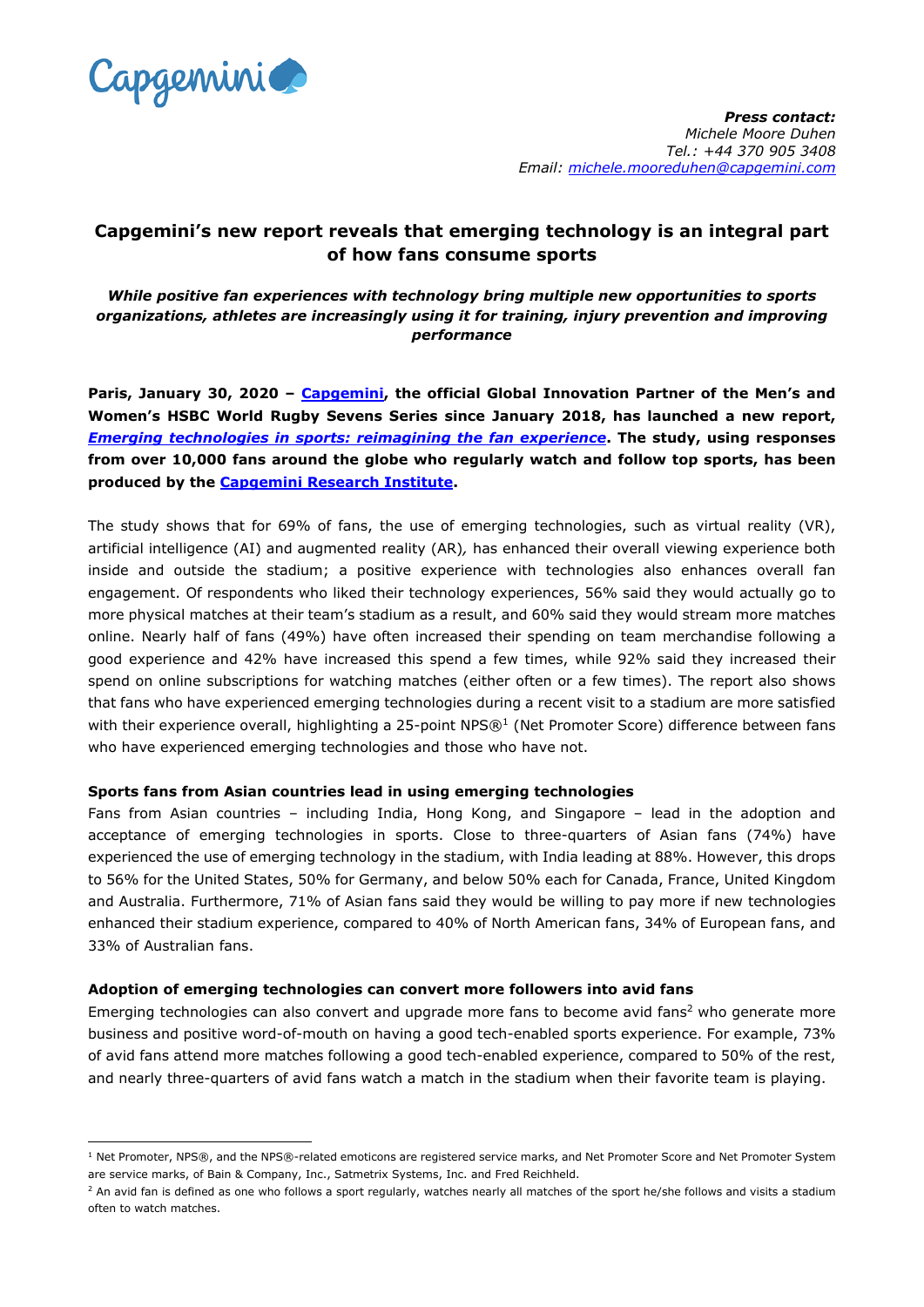Capgemini

***Press contact:***
*Michele Moore Duhen*
*Tel.: +44 370 905 3408*
*Email: [michele.mooreduhen@capgemini.com](mailto:michele.mooreduhen@capgemini.com)*

# Capgemini's new report reveals that emerging technology is an integral part of how fans consume sports

***While positive fan experiences with technology bring multiple new opportunities to sports organizations, athletes are increasingly using it for training, injury prevention and improving performance***

**Paris, January 30, 2020 – [Capgemini](), the official Global Innovation Partner of the Men's and Women's HSBC World Rugby Sevens Series since January 2018, has launched a new report, *[Emerging technologies in sports: reimagining the fan experience]()*. The study, using responses from over 10,000 fans around the globe who regularly watch and follow top sports, has been produced by the [Capgemini Research Institute]().**

The study shows that for 69% of fans, the use of emerging technologies, such as virtual reality (VR), artificial intelligence (AI) and augmented reality (AR), has enhanced their overall viewing experience both inside and outside the stadium; a positive experience with technologies also enhances overall fan engagement. Of respondents who liked their technology experiences, 56% said they would actually go to more physical matches at their team's stadium as a result, and 60% said they would stream more matches online. Nearly half of fans (49%) have often increased their spending on team merchandise following a good experience and 42% have increased this spend a few times, while 92% said they increased their spend on online subscriptions for watching matches (either often or a few times). The report also shows that fans who have experienced emerging technologies during a recent visit to a stadium are more satisfied with their experience overall, highlighting a 25-point NPS®[1] (Net Promoter Score) difference between fans who have experienced emerging technologies and those who have not.

### Sports fans from Asian countries lead in using emerging technologies

Fans from Asian countries – including India, Hong Kong, and Singapore – lead in the adoption and acceptance of emerging technologies in sports. Close to three-quarters of Asian fans (74%) have experienced the use of emerging technology in the stadium, with India leading at 88%. However, this drops to 56% for the United States, 50% for Germany, and below 50% each for Canada, France, United Kingdom and Australia. Furthermore, 71% of Asian fans said they would be willing to pay more if new technologies enhanced their stadium experience, compared to 40% of North American fans, 34% of European fans, and 33% of Australian fans.

### Adoption of emerging technologies can convert more followers into avid fans

Emerging technologies can also convert and upgrade more fans to become avid fans[2] who generate more business and positive word-of-mouth on having a good tech-enabled sports experience. For example, 73% of avid fans attend more matches following a good tech-enabled experience, compared to 50% of the rest, and nearly three-quarters of avid fans watch a match in the stadium when their favorite team is playing.

---

[1] Net Promoter, NPS®, and the NPS®-related emoticons are registered service marks, and Net Promoter Score and Net Promoter System are service marks, of Bain & Company, Inc., Satmetrix Systems, Inc. and Fred Reichheld.

[2] An avid fan is defined as one who follows a sport regularly, watches nearly all matches of the sport he/she follows and visits a stadium often to watch matches.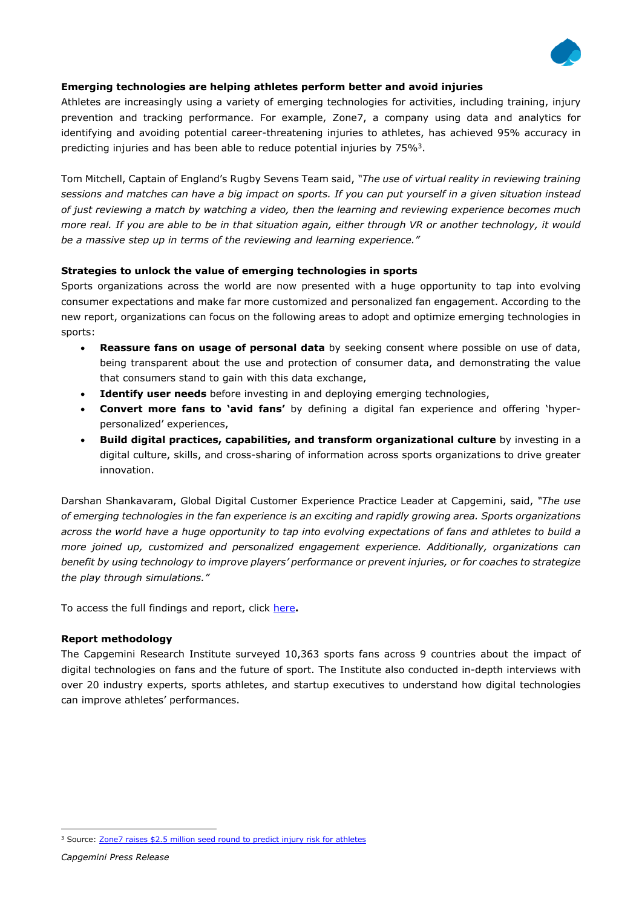**Emerging technologies are helping athletes perform better and avoid injuries**

Athletes are increasingly using a variety of emerging technologies for activities, including training, injury prevention and tracking performance. For example, Zone7, a company using data and analytics for identifying and avoiding potential career-threatening injuries to athletes, has achieved 95% accuracy in predicting injuries and has been able to reduce potential injuries by 75%[3].

Tom Mitchell, Captain of England's Rugby Sevens Team said, *"The use of virtual reality in reviewing training sessions and matches can have a big impact on sports. If you can put yourself in a given situation instead of just reviewing a match by watching a video, then the learning and reviewing experience becomes much more real. If you are able to be in that situation again, either through VR or another technology, it would be a massive step up in terms of the reviewing and learning experience."*

**Strategies to unlock the value of emerging technologies in sports**

Sports organizations across the world are now presented with a huge opportunity to tap into evolving consumer expectations and make far more customized and personalized fan engagement. According to the new report, organizations can focus on the following areas to adopt and optimize emerging technologies in sports:

- **Reassure fans on usage of personal data** by seeking consent where possible on use of data, being transparent about the use and protection of consumer data, and demonstrating the value that consumers stand to gain with this data exchange,
- **Identify user needs** before investing in and deploying emerging technologies,
- **Convert more fans to 'avid fans'** by defining a digital fan experience and offering 'hyper-personalized' experiences,
- **Build digital practices, capabilities, and transform organizational culture** by investing in a digital culture, skills, and cross-sharing of information across sports organizations to drive greater innovation.

Darshan Shankavaram, Global Digital Customer Experience Practice Leader at Capgemini, said, *"The use of emerging technologies in the fan experience is an exciting and rapidly growing area. Sports organizations across the world have a huge opportunity to tap into evolving expectations of fans and athletes to build a more joined up, customized and personalized engagement experience. Additionally, organizations can benefit by using technology to improve players' performance or prevent injuries, or for coaches to strategize the play through simulations."*

To access the full findings and report, click here**.**

**Report methodology**

The Capgemini Research Institute surveyed 10,363 sports fans across 9 countries about the impact of digital technologies on fans and the future of sport. The Institute also conducted in-depth interviews with over 20 industry experts, sports athletes, and startup executives to understand how digital technologies can improve athletes' performances.

---

[3] Source: Zone7 raises $2.5 million seed round to predict injury risk for athletes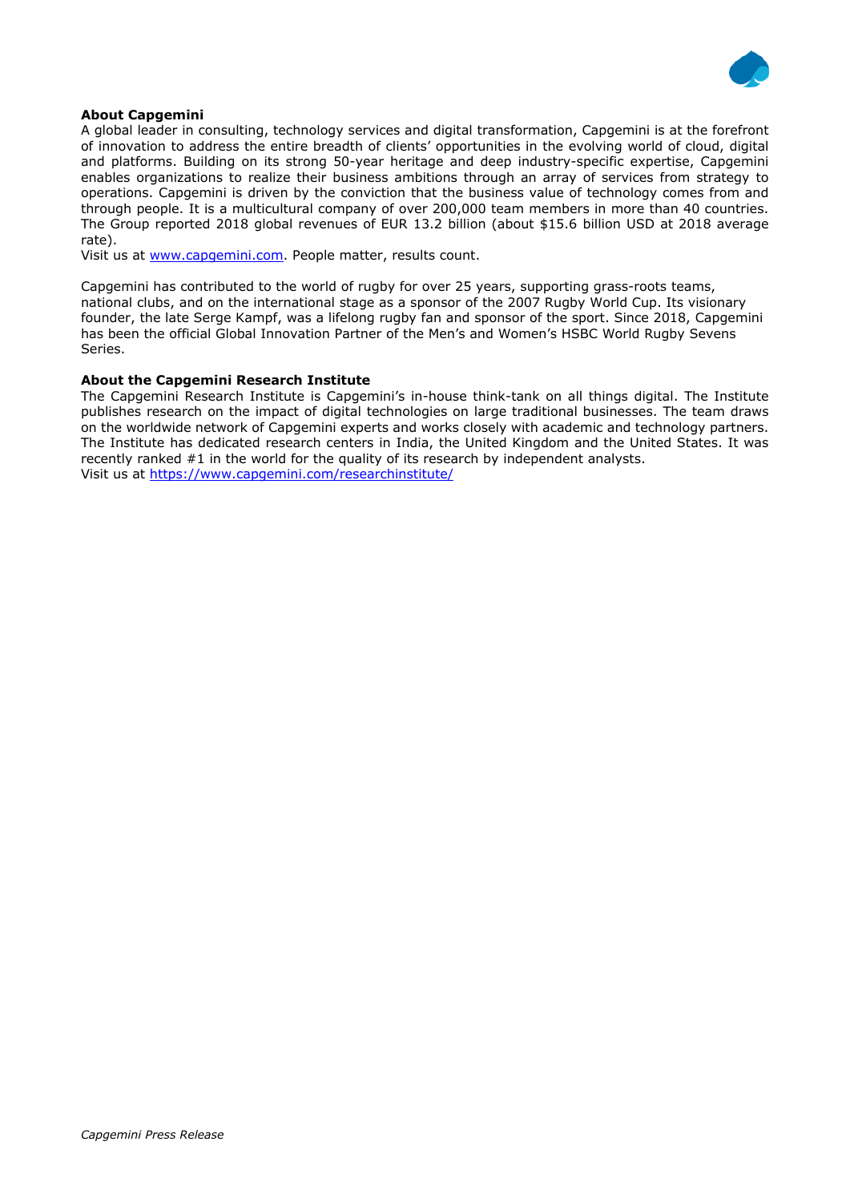**About Capgemini**

A global leader in consulting, technology services and digital transformation, Capgemini is at the forefront of innovation to address the entire breadth of clients' opportunities in the evolving world of cloud, digital and platforms. Building on its strong 50-year heritage and deep industry-specific expertise, Capgemini enables organizations to realize their business ambitions through an array of services from strategy to operations. Capgemini is driven by the conviction that the business value of technology comes from and through people. It is a multicultural company of over 200,000 team members in more than 40 countries. The Group reported 2018 global revenues of EUR 13.2 billion (about $15.6 billion USD at 2018 average rate).

Visit us at [www.capgemini.com](http://www.capgemini.com). People matter, results count.

Capgemini has contributed to the world of rugby for over 25 years, supporting grass-roots teams, national clubs, and on the international stage as a sponsor of the 2007 Rugby World Cup. Its visionary founder, the late Serge Kampf, was a lifelong rugby fan and sponsor of the sport. Since 2018, Capgemini has been the official Global Innovation Partner of the Men's and Women's HSBC World Rugby Sevens Series.

**About the Capgemini Research Institute**

The Capgemini Research Institute is Capgemini's in-house think-tank on all things digital. The Institute publishes research on the impact of digital technologies on large traditional businesses. The team draws on the worldwide network of Capgemini experts and works closely with academic and technology partners. The Institute has dedicated research centers in India, the United Kingdom and the United States. It was recently ranked #1 in the world for the quality of its research by independent analysts.

Visit us at [https://www.capgemini.com/researchinstitute/](https://www.capgemini.com/researchinstitute/)